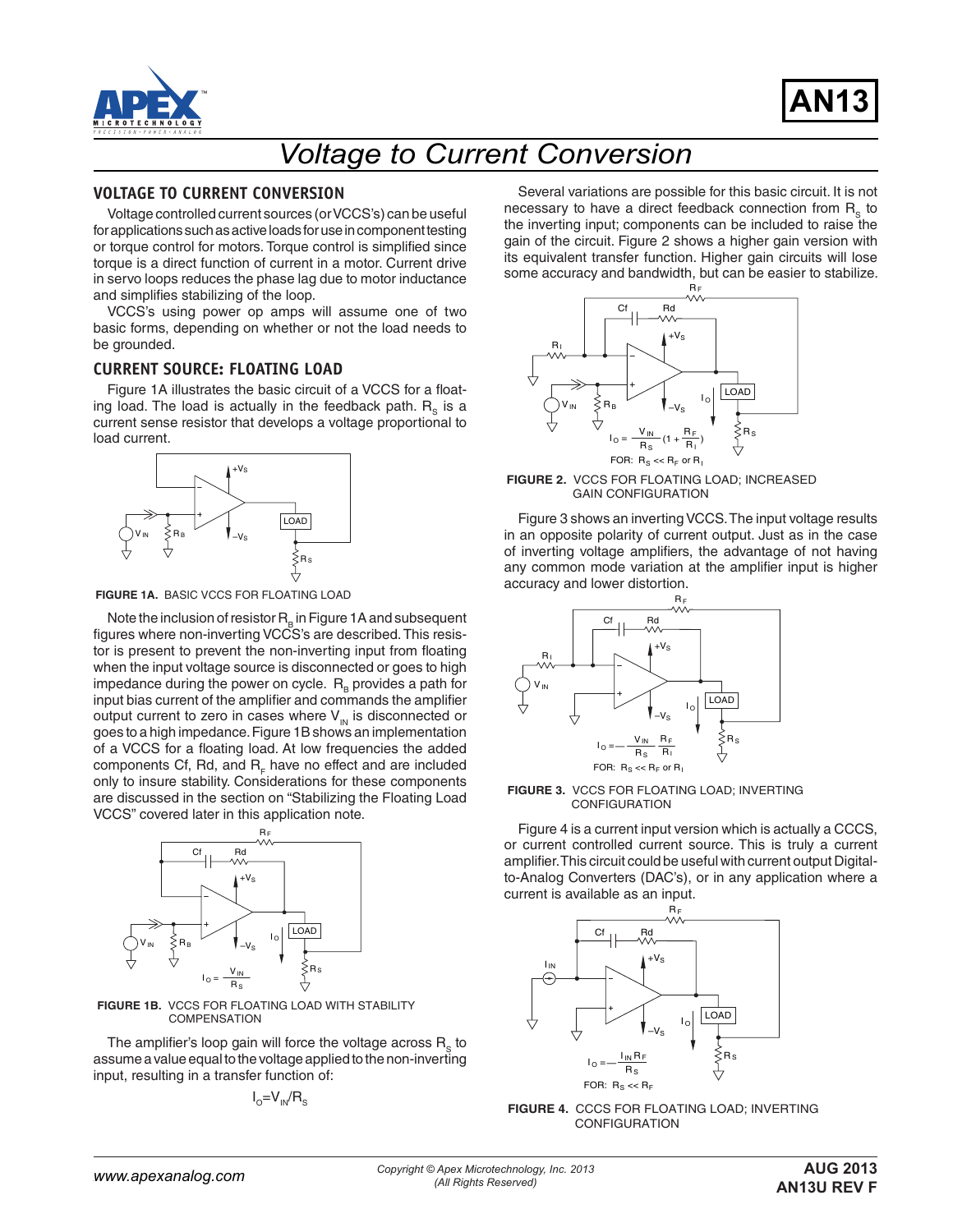# Voltage to Current Conversion

## VOLTAGE TO CURRENT CONVERSION

Voltage controlled current sources (or VCCS's) can be useful for applications such as active loads for use in component testing or torque control for motors. Torque control is simplified since torque is a direct function of current in a motor. Current drive in servo loops reduces the phase lag due to motor inductance and simplifies stabilizing of the loop.

VCCS's using power op amps will assume one of two basic forms, depending on whether or not the load needs to be grounded.

## CURRENT SOURCE: FLOATING LOAD

Figure 1A illustrates the basic circuit of a VCCS for a floating load. The load is actually in the feedback path. $R_S$ is a current sense resistor that develops a voltage proportional to load current.

**FIGURE 1A.** BASIC VCCS FOR FLOATING LOAD

Note the inclusion of resistor $R_B$ in Figure 1A and subsequent figures where non-inverting VCCS's are described. This resistor is present to prevent the non-inverting input from floating when the input voltage source is disconnected or goes to high impedance during the power on cycle. $R_B$ provides a path for input bias current of the amplifier and commands the amplifier output current to zero in cases where $V_{IN}$ is disconnected or goes to a high impedance. Figure 1B shows an implementation of a VCCS for a floating load. At low frequencies the added components Cf, Rd, and $R_F$ have no effect and are included only to insure stability. Considerations for these components are discussed in the section on "Stabilizing the Floating Load VCCS" covered later in this application note.

$$I_O = \frac{V_{IN}}{R_S}$$

**FIGURE 1B.** VCCS FOR FLOATING LOAD WITH STABILITY COMPENSATION

The amplifier's loop gain will force the voltage across $R_S$ to assume a value equal to the voltage applied to the non-inverting input, resulting in a transfer function of:

$$I_O = V_{IN}/R_S$$

Several variations are possible for this basic circuit. It is not necessary to have a direct feedback connection from $R_S$ to the inverting input; components can be included to raise the gain of the circuit. Figure 2 shows a higher gain version with its equivalent transfer function. Higher gain circuits will lose some accuracy and bandwidth, but can be easier to stabilize.

$$I_O = \frac{V_{IN}}{R_S}\left(1 + \frac{R_F}{R_I}\right)$$

FOR: $R_S << R_F$ or $R_I$

**FIGURE 2.** VCCS FOR FLOATING LOAD; INCREASED GAIN CONFIGURATION

Figure 3 shows an inverting VCCS. The input voltage results in an opposite polarity of current output. Just as in the case of inverting voltage amplifiers, the advantage of not having any common mode variation at the amplifier input is higher accuracy and lower distortion.

$$I_O = -\frac{V_{IN}}{R_S}\frac{R_F}{R_I}$$

FOR: $R_S << R_F$ or $R_I$

**FIGURE 3.** VCCS FOR FLOATING LOAD; INVERTING CONFIGURATION

Figure 4 is a current input version which is actually a CCCS, or current controlled current source. This is truly a current amplifier. This circuit could be useful with current output Digital-to-Analog Converters (DAC's), or in any application where a current is available as an input.

$$I_O = -\frac{I_{IN} R_F}{R_S}$$

FOR: $R_S << R_F$

**FIGURE 4.** CCCS FOR FLOATING LOAD; INVERTING CONFIGURATION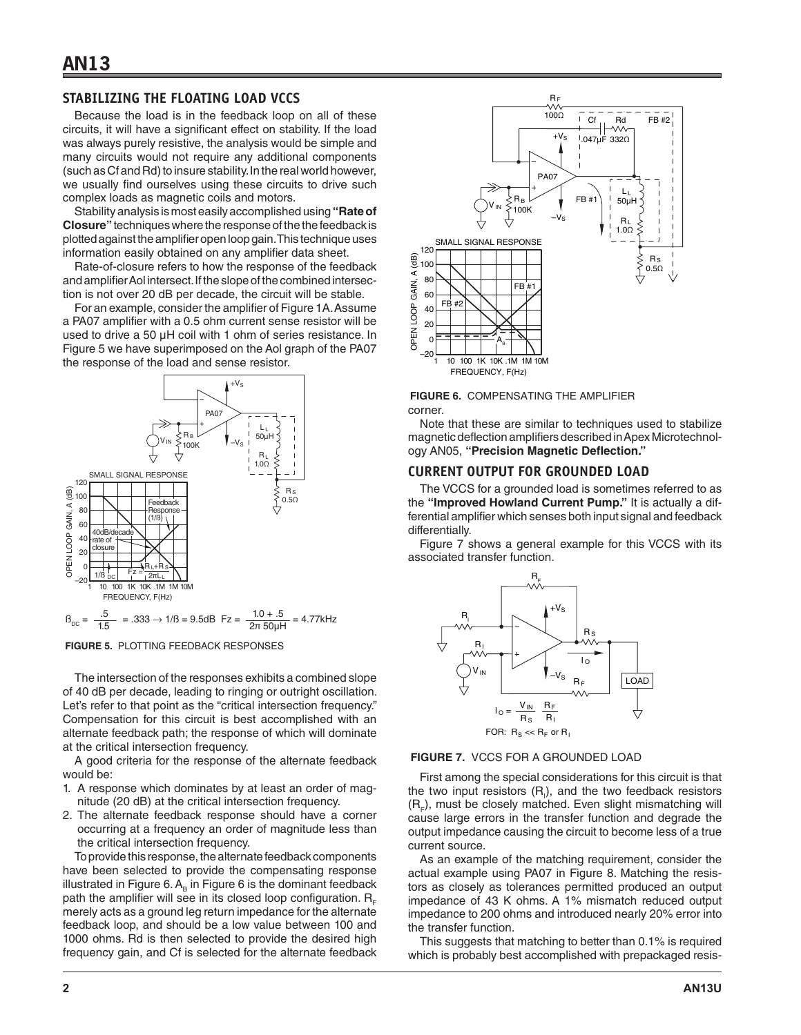## STABILIZING THE FLOATING LOAD VCCS

Because the load is in the feedback loop on all of these circuits, it will have a significant effect on stability. If the load was always purely resistive, the analysis would be simple and many circuits would not require any additional components (such as Cf and Rd) to insure stability. In the real world however, we usually find ourselves using these circuits to drive such complex loads as magnetic coils and motors.

Stability analysis is most easily accomplished using **"Rate of Closure"** techniques where the response of the the feedback is plotted against the amplifier open loop gain. This technique uses information easily obtained on any amplifier data sheet.

Rate-of-closure refers to how the response of the feedback and amplifier Aol intersect. If the slope of the combined intersection is not over 20 dB per decade, the circuit will be stable.

For an example, consider the amplifier of Figure 1A. Assume a PA07 amplifier with a 0.5 ohm current sense resistor will be used to drive a 50 µH coil with 1 ohm of series resistance. In Figure 5 we have superimposed on the Aol graph of the PA07 the response of the load and sense resistor.

$$\beta_{DC} = \frac{.5}{1.5} = .333 \rightarrow 1/\beta = 9.5\text{dB} \quad Fz = \frac{1.0 + .5}{2\pi\ 50\mu H} = 4.77\text{kHz}$$

**FIGURE 5.** PLOTTING FEEDBACK RESPONSES

The intersection of the responses exhibits a combined slope of 40 dB per decade, leading to ringing or outright oscillation. Let's refer to that point as the "critical intersection frequency." Compensation for this circuit is best accomplished with an alternate feedback path; the response of which will dominate at the critical intersection frequency.

A good criteria for the response of the alternate feedback would be:

1. A response which dominates by at least an order of magnitude (20 dB) at the critical intersection frequency.
2. The alternate feedback response should have a corner occurring at a frequency an order of magnitude less than the critical intersection frequency.

To provide this response, the alternate feedback components have been selected to provide the compensating response illustrated in Figure 6. $A_B$ in Figure 6 is the dominant feedback path the amplifier will see in its closed loop configuration. $R_F$ merely acts as a ground leg return impedance for the alternate feedback loop, and should be a low value between 100 and 1000 ohms. Rd is then selected to provide the desired high frequency gain, and Cf is selected for the alternate feedback corner.

**FIGURE 6.** COMPENSATING THE AMPLIFIER

Note that these are similar to techniques used to stabilize magnetic deflection amplifiers described in Apex Microtechnology AN05, **"Precision Magnetic Deflection."**

## CURRENT OUTPUT FOR GROUNDED LOAD

The VCCS for a grounded load is sometimes referred to as the **"Improved Howland Current Pump."** It is actually a differential amplifier which senses both input signal and feedback differentially.

Figure 7 shows a general example for this VCCS with its associated transfer function.

$$I_O = \frac{V_{IN}}{R_S} \frac{R_F}{R_I}$$

FOR: $R_S << R_F$ or $R_I$

**FIGURE 7.** VCCS FOR A GROUNDED LOAD

First among the special considerations for this circuit is that the two input resistors ($R_I$), and the two feedback resistors ($R_F$), must be closely matched. Even slight mismatching will cause large errors in the transfer function and degrade the output impedance causing the circuit to become less of a true current source.

As an example of the matching requirement, consider the actual example using PA07 in Figure 8. Matching the resistors as closely as tolerances permitted produced an output impedance of 43 K ohms. A 1% mismatch reduced output impedance to 200 ohms and introduced nearly 20% error into the transfer function.

This suggests that matching to better than 0.1% is required which is probably best accomplished with prepackaged resis-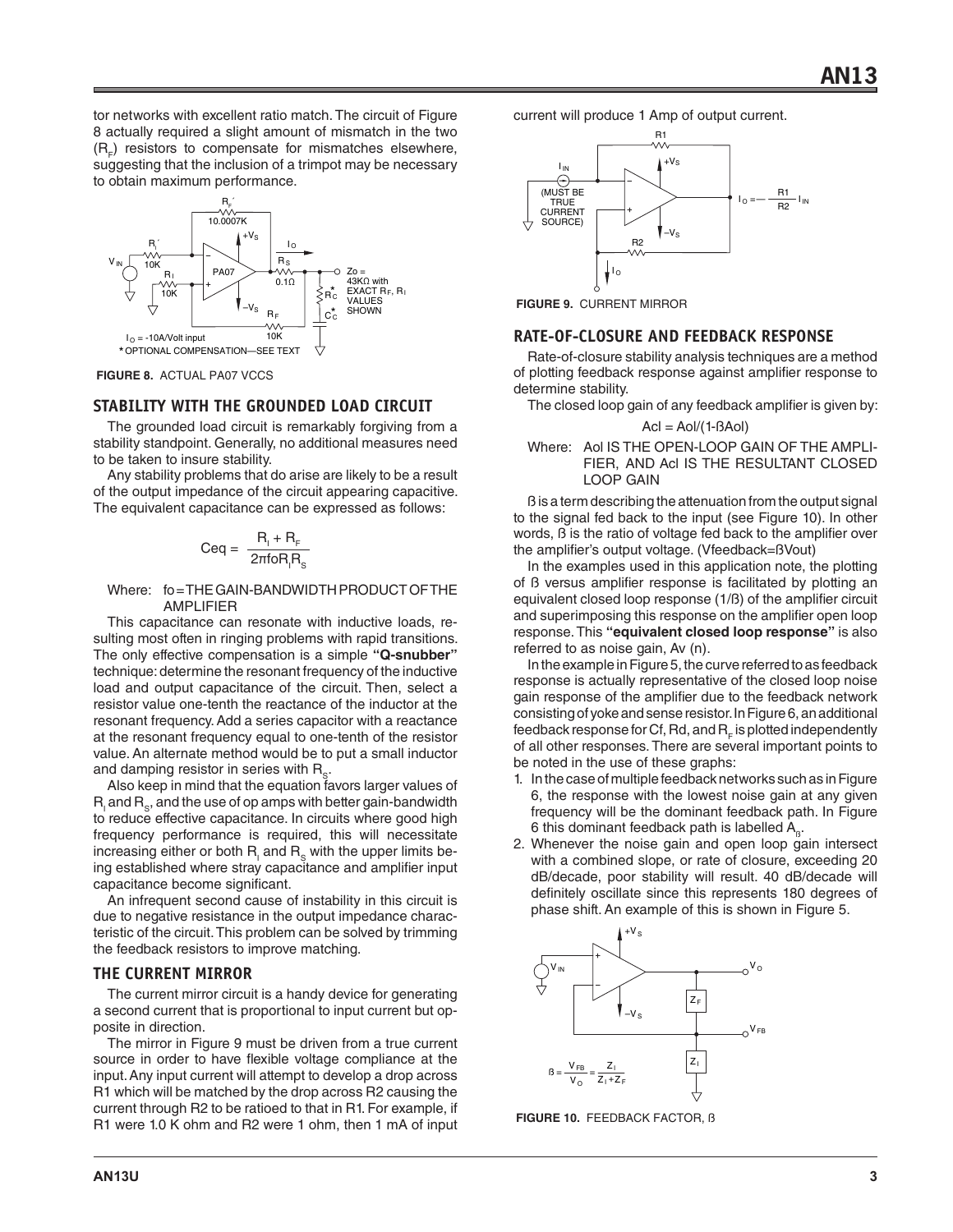tor networks with excellent ratio match. The circuit of Figure 8 actually required a slight amount of mismatch in the two ($R_F$) resistors to compensate for mismatches elsewhere, suggesting that the inclusion of a trimpot may be necessary to obtain maximum performance.

**FIGURE 8.** ACTUAL PA07 VCCS

## STABILITY WITH THE GROUNDED LOAD CIRCUIT

The grounded load circuit is remarkably forgiving from a stability standpoint. Generally, no additional measures need to be taken to insure stability.

Any stability problems that do arise are likely to be a result of the output impedance of the circuit appearing capacitive. The equivalent capacitance can be expressed as follows:

$$Ceq = \frac{R_I + R_F}{2\pi foR_IR_S}$$

Where: fo = THE GAIN-BANDWIDTH PRODUCT OF THE AMPLIFIER

This capacitance can resonate with inductive loads, resulting most often in ringing problems with rapid transitions. The only effective compensation is a simple **"Q-snubber"** technique: determine the resonant frequency of the inductive load and output capacitance of the circuit. Then, select a resistor value one-tenth the reactance of the inductor at the resonant frequency. Add a series capacitor with a reactance at the resonant frequency equal to one-tenth of the resistor value. An alternate method would be to put a small inductor and damping resistor in series with $R_S$.

Also keep in mind that the equation favors larger values of $R_I$ and $R_S$, and the use of op amps with better gain-bandwidth to reduce effective capacitance. In circuits where good high frequency performance is required, this will necessitate increasing either or both $R_I$ and $R_S$ with the upper limits being established where stray capacitance and amplifier input capacitance become significant.

An infrequent second cause of instability in this circuit is due to negative resistance in the output impedance characteristic of the circuit. This problem can be solved by trimming the feedback resistors to improve matching.

## THE CURRENT MIRROR

The current mirror circuit is a handy device for generating a second current that is proportional to input current but opposite in direction.

The mirror in Figure 9 must be driven from a true current source in order to have flexible voltage compliance at the input. Any input current will attempt to develop a drop across R1 which will be matched by the drop across R2 causing the current through R2 to be ratioed to that in R1. For example, if R1 were 1.0 K ohm and R2 were 1 ohm, then 1 mA of input current will produce 1 Amp of output current.

**FIGURE 9.** CURRENT MIRROR

## RATE-OF-CLOSURE AND FEEDBACK RESPONSE

Rate-of-closure stability analysis techniques are a method of plotting feedback response against amplifier response to determine stability.

The closed loop gain of any feedback amplifier is given by:

$$Acl = Aol/(1\text{-}ßAol)$$

Where: Aol IS THE OPEN-LOOP GAIN OF THE AMPLIFIER, AND Acl IS THE RESULTANT CLOSED LOOP GAIN

ß is a term describing the attenuation from the output signal to the signal fed back to the input (see Figure 10). In other words, ß is the ratio of voltage fed back to the amplifier over the amplifier's output voltage. (Vfeedback=ßVout)

In the examples used in this application note, the plotting of ß versus amplifier response is facilitated by plotting an equivalent closed loop response (1/ß) of the amplifier circuit and superimposing this response on the amplifier open loop response. This **"equivalent closed loop response"** is also referred to as noise gain, Av (n).

In the example in Figure 5, the curve referred to as feedback response is actually representative of the closed loop noise gain response of the amplifier due to the feedback network consisting of yoke and sense resistor. In Figure 6, an additional feedback response for Cf, Rd, and $R_F$ is plotted independently of all other responses. There are several important points to be noted in the use of these graphs:

1. In the case of multiple feedback networks such as in Figure 6, the response with the lowest noise gain at any given frequency will be the dominant feedback path. In Figure 6 this dominant feedback path is labelled $A_ß$.
2. Whenever the noise gain and open loop gain intersect with a combined slope, or rate of closure, exceeding 20 dB/decade, poor stability will result. 40 dB/decade will definitely oscillate since this represents 180 degrees of phase shift. An example of this is shown in Figure 5.

$$ß = \frac{V_{FB}}{V_O} = \frac{Z_I}{Z_I + Z_F}$$

**FIGURE 10.** FEEDBACK FACTOR, ß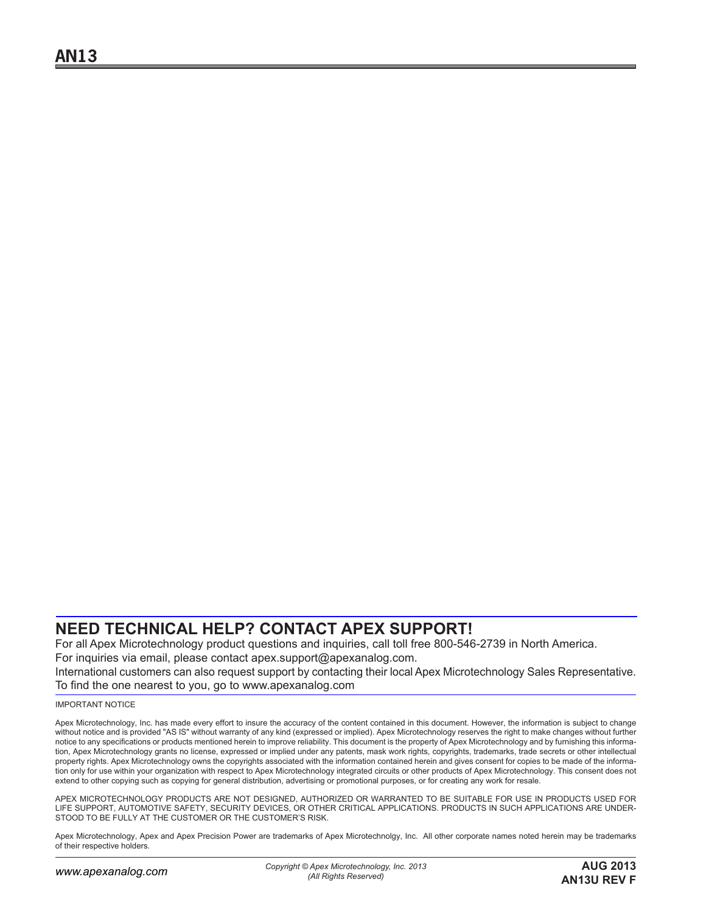## NEED TECHNICAL HELP? CONTACT APEX SUPPORT!

For all Apex Microtechnology product questions and inquiries, call toll free 800-546-2739 in North America.
For inquiries via email, please contact apex.support@apexanalog.com.
International customers can also request support by contacting their local Apex Microtechnology Sales Representative.
To find the one nearest to you, go to www.apexanalog.com

IMPORTANT NOTICE

Apex Microtechnology, Inc. has made every effort to insure the accuracy of the content contained in this document. However, the information is subject to change without notice and is provided "AS IS" without warranty of any kind (expressed or implied). Apex Microtechnology reserves the right to make changes without further notice to any specifications or products mentioned herein to improve reliability. This document is the property of Apex Microtechnology and by furnishing this information, Apex Microtechnology grants no license, expressed or implied under any patents, mask work rights, copyrights, trademarks, trade secrets or other intellectual property rights. Apex Microtechnology owns the copyrights associated with the information contained herein and gives consent for copies to be made of the information only for use within your organization with respect to Apex Microtechnology integrated circuits or other products of Apex Microtechnology. This consent does not extend to other copying such as copying for general distribution, advertising or promotional purposes, or for creating any work for resale.

APEX MICROTECHNOLOGY PRODUCTS ARE NOT DESIGNED, AUTHORIZED OR WARRANTED TO BE SUITABLE FOR USE IN PRODUCTS USED FOR LIFE SUPPORT, AUTOMOTIVE SAFETY, SECURITY DEVICES, OR OTHER CRITICAL APPLICATIONS. PRODUCTS IN SUCH APPLICATIONS ARE UNDERSTOOD TO BE FULLY AT THE CUSTOMER OR THE CUSTOMER'S RISK.

Apex Microtechnology, Apex and Apex Precision Power are trademarks of Apex Microtechnolgy, Inc. All other corporate names noted herein may be trademarks of their respective holders.

*www.apexanalog.com*

*Copyright © Apex Microtechnology, Inc. 2013*
*(All Rights Reserved)*

**AUG 2013**
**AN13U REV F**